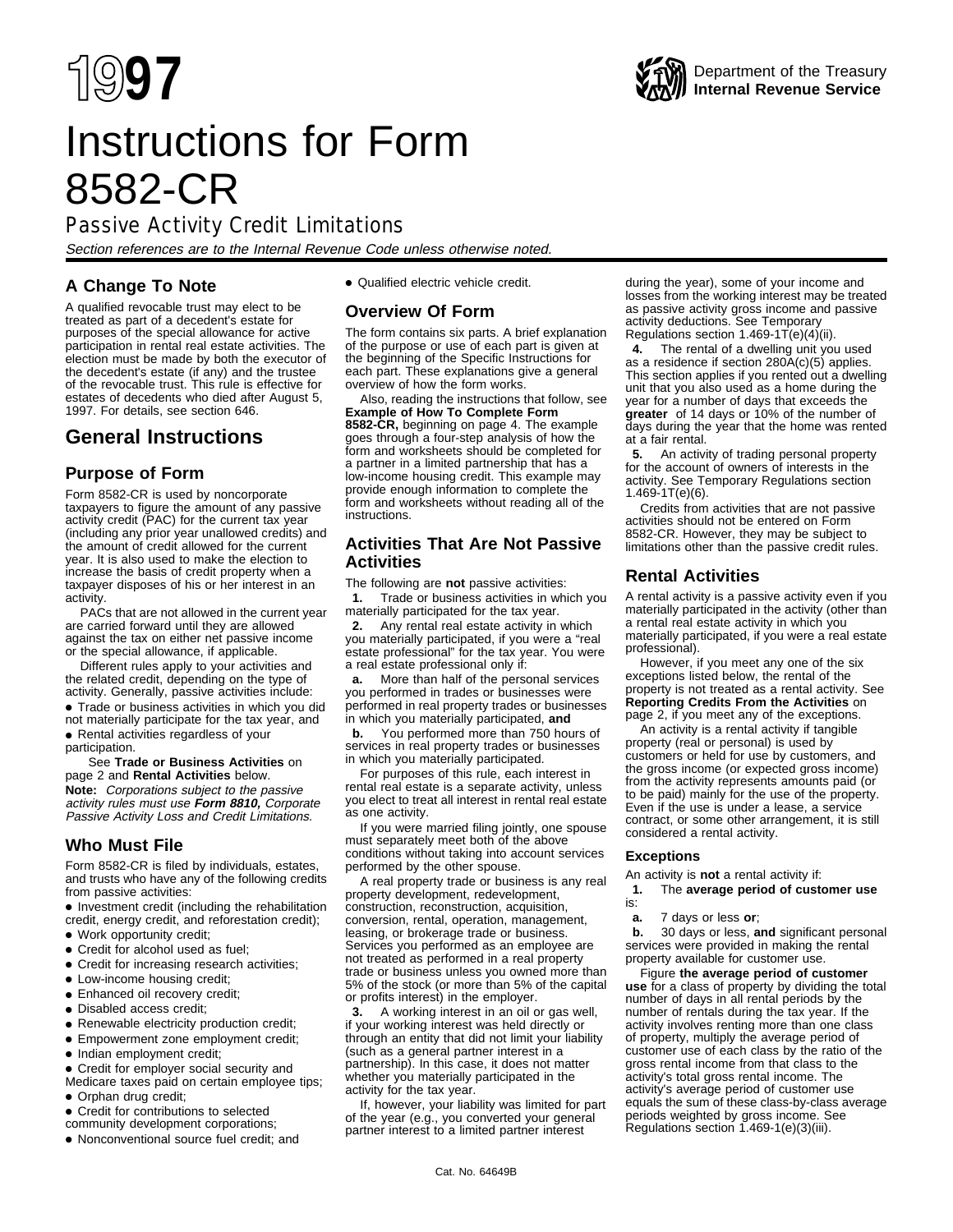# 1997 Instructions for Form 8582-CR

Department of the Treasury
**Internal Revenue Service**

## Passive Activity Credit Limitations

*Section references are to the Internal Revenue Code unless otherwise noted.*

### A Change To Note

A qualified revocable trust may elect to be treated as part of a decedent's estate for purposes of the special allowance for active participation in rental real estate activities. The election must be made by both the executor of the decedent's estate (if any) and the trustee of the revocable trust. This rule is effective for estates of decedents who died after August 5, 1997. For details, see section 646.

## General Instructions

### Purpose of Form

Form 8582-CR is used by noncorporate taxpayers to figure the amount of any passive activity credit (PAC) for the current tax year (including any prior year unallowed credits) and the amount of credit allowed for the current year. It is also used to make the election to increase the basis of credit property when a taxpayer disposes of his or her interest in an activity.

PACs that are not allowed in the current year are carried forward until they are allowed against the tax on either net passive income or the special allowance, if applicable.

Different rules apply to your activities and the related credit, depending on the type of activity. Generally, passive activities include:

- Trade or business activities in which you did not materially participate for the tax year, and
- Rental activities regardless of your participation.

See **Trade or Business Activities** on page 2 and **Rental Activities** below.

**Note:** *Corporations subject to the passive activity rules must use* ***Form 8810,*** *Corporate Passive Activity Loss and Credit Limitations.*

### Who Must File

Form 8582-CR is filed by individuals, estates, and trusts who have any of the following credits from passive activities:

- Investment credit (including the rehabilitation credit, energy credit, and reforestation credit);
- Work opportunity credit;
- Credit for alcohol used as fuel;
- Credit for increasing research activities;
- Low-income housing credit;
- Enhanced oil recovery credit;
- Disabled access credit;
- Renewable electricity production credit;
- Empowerment zone employment credit;
- Indian employment credit;
- Credit for employer social security and Medicare taxes paid on certain employee tips;
- Orphan drug credit;
- Credit for contributions to selected community development corporations;
- Nonconventional source fuel credit; and
- Qualified electric vehicle credit.

### Overview Of Form

The form contains six parts. A brief explanation of the purpose or use of each part is given at the beginning of the Specific Instructions for each part. These explanations give a general overview of how the form works.

Also, reading the instructions that follow, see **Example of How To Complete Form 8582-CR,** beginning on page 4. The example goes through a four-step analysis of how the form and worksheets should be completed for a partner in a limited partnership that has a low-income housing credit. This example may provide enough information to complete the form and worksheets without reading all of the instructions.

### Activities That Are Not Passive Activities

The following are **not** passive activities:

**1.** Trade or business activities in which you materially participated for the tax year.

**2.** Any rental real estate activity in which you materially participated, if you were a "real estate professional" for the tax year. You were a real estate professional only if:

**a.** More than half of the personal services you performed in trades or businesses were performed in real property trades or businesses in which you materially participated, **and**

**b.** You performed more than 750 hours of services in real property trades or businesses in which you materially participated.

For purposes of this rule, each interest in rental real estate is a separate activity, unless you elect to treat all interest in rental real estate as one activity.

If you were married filing jointly, one spouse must separately meet both of the above conditions without taking into account services performed by the other spouse.

A real property trade or business is any real property development, redevelopment, construction, reconstruction, acquisition, conversion, rental, operation, management, leasing, or brokerage trade or business. Services you performed as an employee are not treated as performed in a real property trade or business unless you owned more than 5% of the stock (or more than 5% of the capital or profits interest) in the employer.

**3.** A working interest in an oil or gas well, if your working interest was held directly or through an entity that did not limit your liability (such as a general partner interest in a partnership). In this case, it does not matter whether you materially participated in the activity for the tax year.

If, however, your liability was limited for part of the year (e.g., you converted your general partner interest to a limited partner interest during the year), some of your income and losses from the working interest may be treated as passive activity gross income and passive activity deductions. See Temporary Regulations section 1.469-1T(e)(4)(ii).

**4.** The rental of a dwelling unit you used as a residence if section 280A(c)(5) applies. This section applies if you rented out a dwelling unit that you also used as a home during the year for a number of days that exceeds the **greater** of 14 days or 10% of the number of days during the year that the home was rented at a fair rental.

**5.** An activity of trading personal property for the account of owners of interests in the activity. See Temporary Regulations section 1.469-1T(e)(6).

Credits from activities that are not passive activities should not be entered on Form 8582-CR. However, they may be subject to limitations other than the passive credit rules.

### Rental Activities

A rental activity is a passive activity even if you materially participated in the activity (other than a rental real estate activity in which you materially participated, if you were a real estate professional).

However, if you meet any one of the six exceptions listed below, the rental of the property is not treated as a rental activity. See **Reporting Credits From the Activities** on page 2, if you meet any of the exceptions.

An activity is a rental activity if tangible property (real or personal) is used by customers or held for use by customers, and the gross income (or expected gross income) from the activity represents amounts paid (or to be paid) mainly for the use of the property. Even if the use is under a lease, a service contract, or some other arrangement, it is still considered a rental activity.

#### Exceptions

An activity is **not** a rental activity if:

**1.** The **average period of customer use** is:

**a.** 7 days or less **or**;

**b.** 30 days or less, **and** significant personal services were provided in making the rental property available for customer use.

Figure **the average period of customer use** for a class of property by dividing the total number of days in all rental periods by the number of rentals during the tax year. If the activity involves renting more than one class of property, multiply the average period of customer use of each class by the ratio of the gross rental income from that class to the activity's total gross rental income. The activity's average period of customer use equals the sum of these class-by-class average periods weighted by gross income. See Regulations section 1.469-1(e)(3)(iii).

Cat. No. 64649B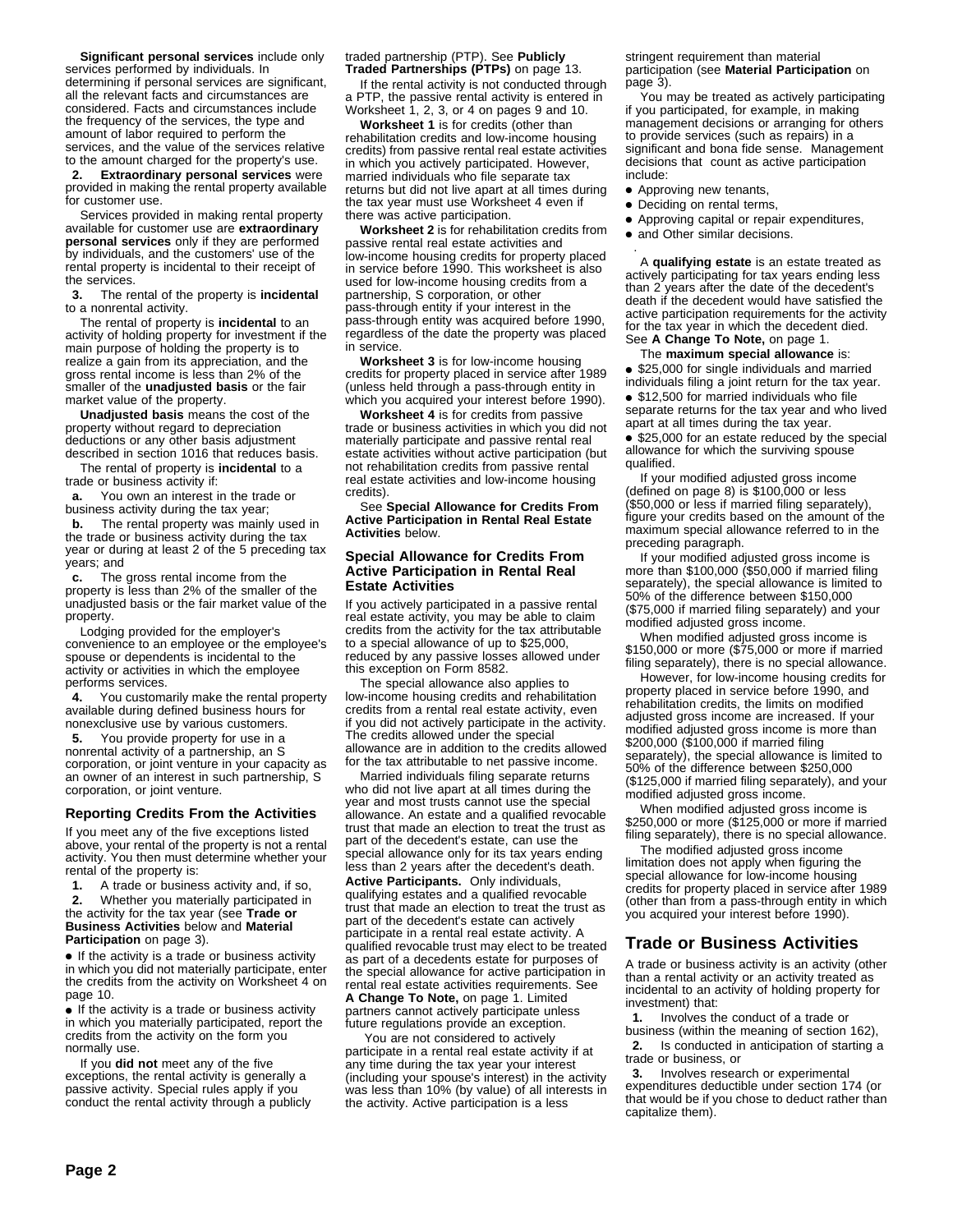**Significant personal services** include only services performed by individuals. In determining if personal services are significant, all the relevant facts and circumstances are considered. Facts and circumstances include the frequency of the services, the type and amount of labor required to perform the services, and the value of the services relative to the amount charged for the property's use.

**2. Extraordinary personal services** were provided in making the rental property available for customer use.

Services provided in making rental property available for customer use are **extraordinary personal services** only if they are performed by individuals, and the customers' use of the rental property is incidental to their receipt of the services.

**3.** The rental of the property is **incidental** to a nonrental activity.

The rental of property is **incidental** to an activity of holding property for investment if the main purpose of holding the property is to realize a gain from its appreciation, and the gross rental income is less than 2% of the smaller of the **unadjusted basis** or the fair market value of the property.

**Unadjusted basis** means the cost of the property without regard to depreciation deductions or any other basis adjustment described in section 1016 that reduces basis.

The rental of property is **incidental** to a trade or business activity if:

**a.** You own an interest in the trade or business activity during the tax year;

**b.** The rental property was mainly used in the trade or business activity during the tax year or during at least 2 of the 5 preceding tax years; and

**c.** The gross rental income from the property is less than 2% of the smaller of the unadjusted basis or the fair market value of the property.

Lodging provided for the employer's convenience to an employee or the employee's spouse or dependents is incidental to the activity or activities in which the employee performs services.

**4.** You customarily make the rental property available during defined business hours for nonexclusive use by various customers.

**5.** You provide property for use in a nonrental activity of a partnership, an S corporation, or joint venture in your capacity as an owner of an interest in such partnership, S corporation, or joint venture.

### Reporting Credits From the Activities

If you meet any of the five exceptions listed above, your rental of the property is not a rental activity. You then must determine whether your rental of the property is:

**1.** A trade or business activity and, if so,

**2.** Whether you materially participated in the activity for the tax year (see **Trade or Business Activities** below and **Material Participation** on page 3).

- If the activity is a trade or business activity in which you did not materially participate, enter the credits from the activity on Worksheet 4 on page 10.
- If the activity is a trade or business activity in which you materially participated, report the credits from the activity on the form you normally use.

If you **did not** meet any of the five exceptions, the rental activity is generally a passive activity. Special rules apply if you conduct the rental activity through a publicly traded partnership (PTP). See **Publicly Traded Partnerships (PTPs)** on page 13.

If the rental activity is not conducted through a PTP, the passive rental activity is entered in Worksheet 1, 2, 3, or 4 on pages 9 and 10.

**Worksheet 1** is for credits (other than rehabilitation credits and low-income housing credits) from passive rental real estate activities in which you actively participated. However, married individuals who file separate tax returns but did not live apart at all times during the tax year must use Worksheet 4 even if there was active participation.

**Worksheet 2** is for rehabilitation credits from passive rental real estate activities and low-income housing credits for property placed in service before 1990. This worksheet is also used for low-income housing credits from a partnership, S corporation, or other pass-through entity if your interest in the pass-through entity was acquired before 1990, regardless of the date the property was placed in service.

**Worksheet 3** is for low-income housing credits for property placed in service after 1989 (unless held through a pass-through entity in which you acquired your interest before 1990).

**Worksheet 4** is for credits from passive trade or business activities in which you did not materially participate and passive rental real estate activities without active participation (but not rehabilitation credits from passive rental real estate activities and low-income housing credits).

See **Special Allowance for Credits From Active Participation in Rental Real Estate Activities** below.

### Special Allowance for Credits From Active Participation in Rental Real Estate Activities

If you actively participated in a passive rental real estate activity, you may be able to claim credits from the activity for the tax attributable to a special allowance of up to $25,000, reduced by any passive losses allowed under this exception on Form 8582.

The special allowance also applies to low-income housing credits and rehabilitation credits from a rental real estate activity, even if you did not actively participate in the activity. The credits allowed under the special allowance are in addition to the credits allowed for the tax attributable to net passive income.

Married individuals filing separate returns who did not live apart at all times during the year and most trusts cannot use the special allowance. An estate and a qualified revocable trust that made an election to treat the trust as part of the decedent's estate, can use the special allowance only for its tax years ending less than 2 years after the decedent's death.

**Active Participants.** Only individuals, qualifying estates and a qualified revocable trust that made an election to treat the trust as part of the decedent's estate can actively participate in a rental real estate activity. A qualified revocable trust may elect to be treated as part of a decedents estate for purposes of the special allowance for active participation in rental real estate activities requirements. See **A Change To Note,** on page 1. Limited partners cannot actively participate unless future regulations provide an exception.

You are not considered to actively participate in a rental real estate activity if at any time during the tax year your interest (including your spouse's interest) in the activity was less than 10% (by value) of all interests in the activity. Active participation is a less stringent requirement than material participation (see **Material Participation** on page 3).

You may be treated as actively participating if you participated, for example, in making management decisions or arranging for others to provide services (such as repairs) in a significant and bona fide sense. Management decisions that count as active participation include:

- Approving new tenants,
- Deciding on rental terms,
- Approving capital or repair expenditures,
- and Other similar decisions.

A **qualifying estate** is an estate treated as actively participating for tax years ending less than 2 years after the date of the decedent's death if the decedent would have satisfied the active participation requirements for the activity for the tax year in which the decedent died. See **A Change To Note,** on page 1.

The **maximum special allowance** is:

- $25,000 for single individuals and married individuals filing a joint return for the tax year.
- $12,500 for married individuals who file separate returns for the tax year and who lived apart at all times during the tax year.
- $25,000 for an estate reduced by the special allowance for which the surviving spouse qualified.

If your modified adjusted gross income (defined on page 8) is $100,000 or less ($50,000 or less if married filing separately), figure your credits based on the amount of the maximum special allowance referred to in the preceding paragraph.

If your modified adjusted gross income is more than $100,000 ($50,000 if married filing separately), the special allowance is limited to 50% of the difference between $150,000 ($75,000 if married filing separately) and your modified adjusted gross income.

When modified adjusted gross income is $150,000 or more ($75,000 or more if married filing separately), there is no special allowance.

However, for low-income housing credits for property placed in service before 1990, and rehabilitation credits, the limits on modified adjusted gross income are increased. If your modified adjusted gross income is more than $200,000 ($100,000 if married filing separately), the special allowance is limited to 50% of the difference between $250,000 ($125,000 if married filing separately), and your modified adjusted gross income.

When modified adjusted gross income is $250,000 or more ($125,000 or more if married filing separately), there is no special allowance.

The modified adjusted gross income limitation does not apply when figuring the special allowance for low-income housing credits for property placed in service after 1989 (other than from a pass-through entity in which you acquired your interest before 1990).

## Trade or Business Activities

A trade or business activity is an activity (other than a rental activity or an activity treated as incidental to an activity of holding property for investment) that:

**1.** Involves the conduct of a trade or business (within the meaning of section 162),

**2.** Is conducted in anticipation of starting a trade or business, or

**3.** Involves research or experimental expenditures deductible under section 174 (or that would be if you chose to deduct rather than capitalize them).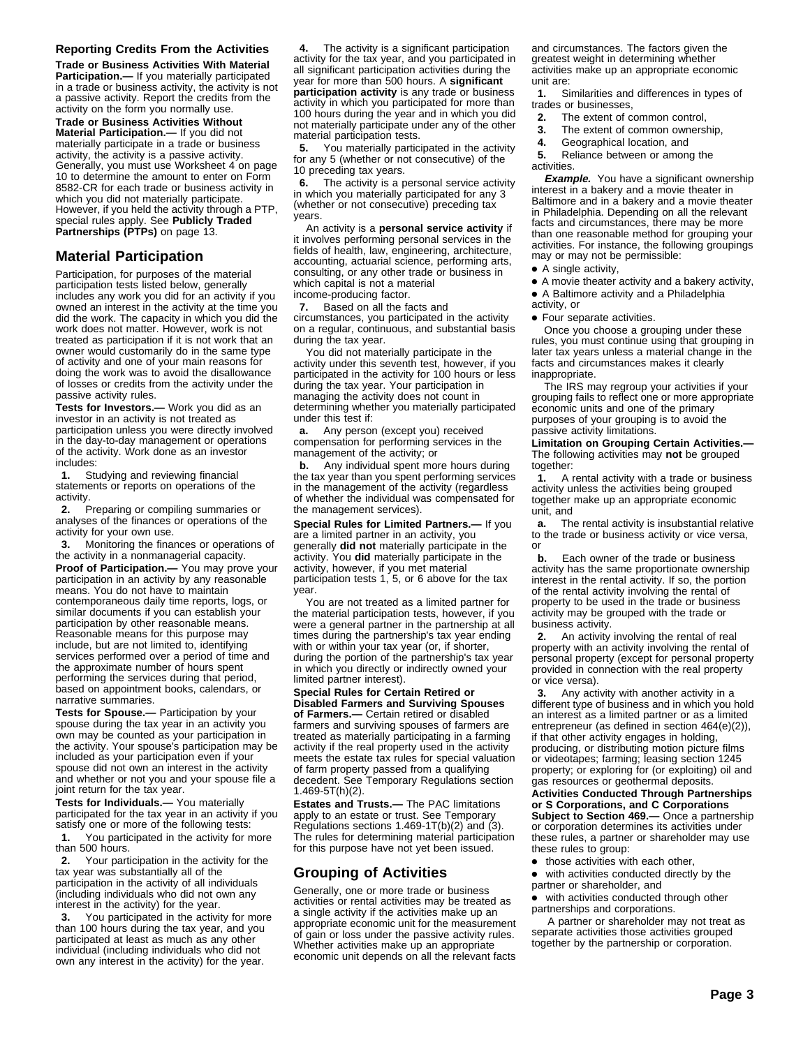### Reporting Credits From the Activities

**Trade or Business Activities With Material Participation.—** If you materially participated in a trade or business activity, the activity is not a passive activity. Report the credits from the activity on the form you normally use.

**Trade or Business Activities Without Material Participation.—** If you did not materially participate in a trade or business activity, the activity is a passive activity. Generally, you must use Worksheet 4 on page 10 to determine the amount to enter on Form 8582-CR for each trade or business activity in which you did not materially participate. However, if you held the activity through a PTP, special rules apply. See **Publicly Traded Partnerships (PTPs)** on page 13.

## Material Participation

Participation, for purposes of the material participation tests listed below, generally includes any work you did for an activity if you owned an interest in the activity at the time you did the work. The capacity in which you did the work does not matter. However, work is not treated as participation if it is not work that an owner would customarily do in the same type of activity and one of your main reasons for doing the work was to avoid the disallowance of losses or credits from the activity under the passive activity rules.

**Tests for Investors.—** Work you did as an investor in an activity is not treated as participation unless you were directly involved in the day-to-day management or operations of the activity. Work done as an investor includes:

**1.** Studying and reviewing financial statements or reports on operations of the activity.

**2.** Preparing or compiling summaries or analyses of the finances or operations of the activity for your own use.

**3.** Monitoring the finances or operations of the activity in a nonmanagerial capacity.

**Proof of Participation.—** You may prove your participation in an activity by any reasonable means. You do not have to maintain contemporaneous daily time reports, logs, or similar documents if you can establish your participation by other reasonable means. Reasonable means for this purpose may include, but are not limited to, identifying services performed over a period of time and the approximate number of hours spent performing the services during that period, based on appointment books, calendars, or narrative summaries.

**Tests for Spouse.—** Participation by your spouse during the tax year in an activity you own may be counted as your participation in the activity. Your spouse's participation may be included as your participation even if your spouse did not own an interest in the activity and whether or not you and your spouse file a joint return for the tax year.

**Tests for Individuals.—** You materially participated for the tax year in an activity if you satisfy one or more of the following tests:

**1.** You participated in the activity for more than 500 hours.

**2.** Your participation in the activity for the tax year was substantially all of the participation in the activity of all individuals (including individuals who did not own any interest in the activity) for the year.

**3.** You participated in the activity for more than 100 hours during the tax year, and you participated at least as much as any other individual (including individuals who did not own any interest in the activity) for the year.

**4.** The activity is a significant participation activity for the tax year, and you participated in all significant participation activities during the year for more than 500 hours. A **significant participation activity** is any trade or business activity in which you participated for more than 100 hours during the year and in which you did not materially participate under any of the other material participation tests.

**5.** You materially participated in the activity for any 5 (whether or not consecutive) of the 10 preceding tax years.

**6.** The activity is a personal service activity in which you materially participated for any 3 (whether or not consecutive) preceding tax years.

An activity is a **personal service activity** if it involves performing personal services in the fields of health, law, engineering, architecture, accounting, actuarial science, performing arts, consulting, or any other trade or business in which capital is not a material income-producing factor.

**7.** Based on all the facts and circumstances, you participated in the activity on a regular, continuous, and substantial basis during the tax year.

You did not materially participate in the activity under this seventh test, however, if you participated in the activity for 100 hours or less during the tax year. Your participation in managing the activity does not count in determining whether you materially participated under this test if:

**a.** Any person (except you) received compensation for performing services in the management of the activity; or

**b.** Any individual spent more hours during the tax year than you spent performing services in the management of the activity (regardless of whether the individual was compensated for the management services).

**Special Rules for Limited Partners.—** If you are a limited partner in an activity, you generally **did not** materially participate in the activity. You **did** materially participate in the activity, however, if you met material participation tests 1, 5, or 6 above for the tax year.

You are not treated as a limited partner for the material participation tests, however, if you were a general partner in the partnership at all times during the partnership's tax year ending with or within your tax year (or, if shorter, during the portion of the partnership's tax year in which you directly or indirectly owned your limited partner interest).

**Special Rules for Certain Retired or Disabled Farmers and Surviving Spouses of Farmers.—** Certain retired or disabled farmers and surviving spouses of farmers are treated as materially participating in a farming activity if the real property used in the activity meets the estate tax rules for special valuation of farm property passed from a qualifying decedent. See Temporary Regulations section 1.469-5T(h)(2).

**Estates and Trusts.—** The PAC limitations apply to an estate or trust. See Temporary Regulations sections 1.469-1T(b)(2) and (3). The rules for determining material participation for this purpose have not yet been issued.

## Grouping of Activities

Generally, one or more trade or business activities or rental activities may be treated as a single activity if the activities make up an appropriate economic unit for the measurement of gain or loss under the passive activity rules. Whether activities make up an appropriate economic unit depends on all the relevant facts and circumstances. The factors given the greatest weight in determining whether activities make up an appropriate economic unit are:

**1.** Similarities and differences in types of trades or businesses,

**2.** The extent of common control,

**3.** The extent of common ownership,

**4.** Geographical location, and

**5.** Reliance between or among the activities.

***Example.*** You have a significant ownership interest in a bakery and a movie theater in Baltimore and in a bakery and a movie theater in Philadelphia. Depending on all the relevant facts and circumstances, there may be more than one reasonable method for grouping your activities. For instance, the following groupings may or may not be permissible:

- A single activity,
- A movie theater activity and a bakery activity,
- A Baltimore activity and a Philadelphia activity, or
- Four separate activities.

Once you choose a grouping under these rules, you must continue using that grouping in later tax years unless a material change in the facts and circumstances makes it clearly inappropriate.

The IRS may regroup your activities if your grouping fails to reflect one or more appropriate economic units and one of the primary purposes of your grouping is to avoid the passive activity limitations.

**Limitation on Grouping Certain Activities.—** The following activities may **not** be grouped together:

**1.** A rental activity with a trade or business activity unless the activities being grouped together make up an appropriate economic unit, and

**a.** The rental activity is insubstantial relative to the trade or business activity or vice versa, or

**b.** Each owner of the trade or business activity has the same proportionate ownership interest in the rental activity. If so, the portion of the rental activity involving the rental of property to be used in the trade or business activity may be grouped with the trade or business activity.

**2.** An activity involving the rental of real property with an activity involving the rental of personal property (except for personal property provided in connection with the real property or vice versa).

**3.** Any activity with another activity in a different type of business and in which you hold an interest as a limited partner or as a limited entrepreneur (as defined in section 464(e)(2)), if that other activity engages in holding, producing, or distributing motion picture films or videotapes; farming; leasing section 1245 property; or exploring for (or exploiting) oil and gas resources or geothermal deposits.

**Activities Conducted Through Partnerships or S Corporations, and C Corporations Subject to Section 469.—** Once a partnership or corporation determines its activities under these rules, a partner or shareholder may use these rules to group:

- those activities with each other,
- with activities conducted directly by the partner or shareholder, and
- with activities conducted through other partnerships and corporations.

A partner or shareholder may not treat as separate activities those activities grouped together by the partnership or corporation.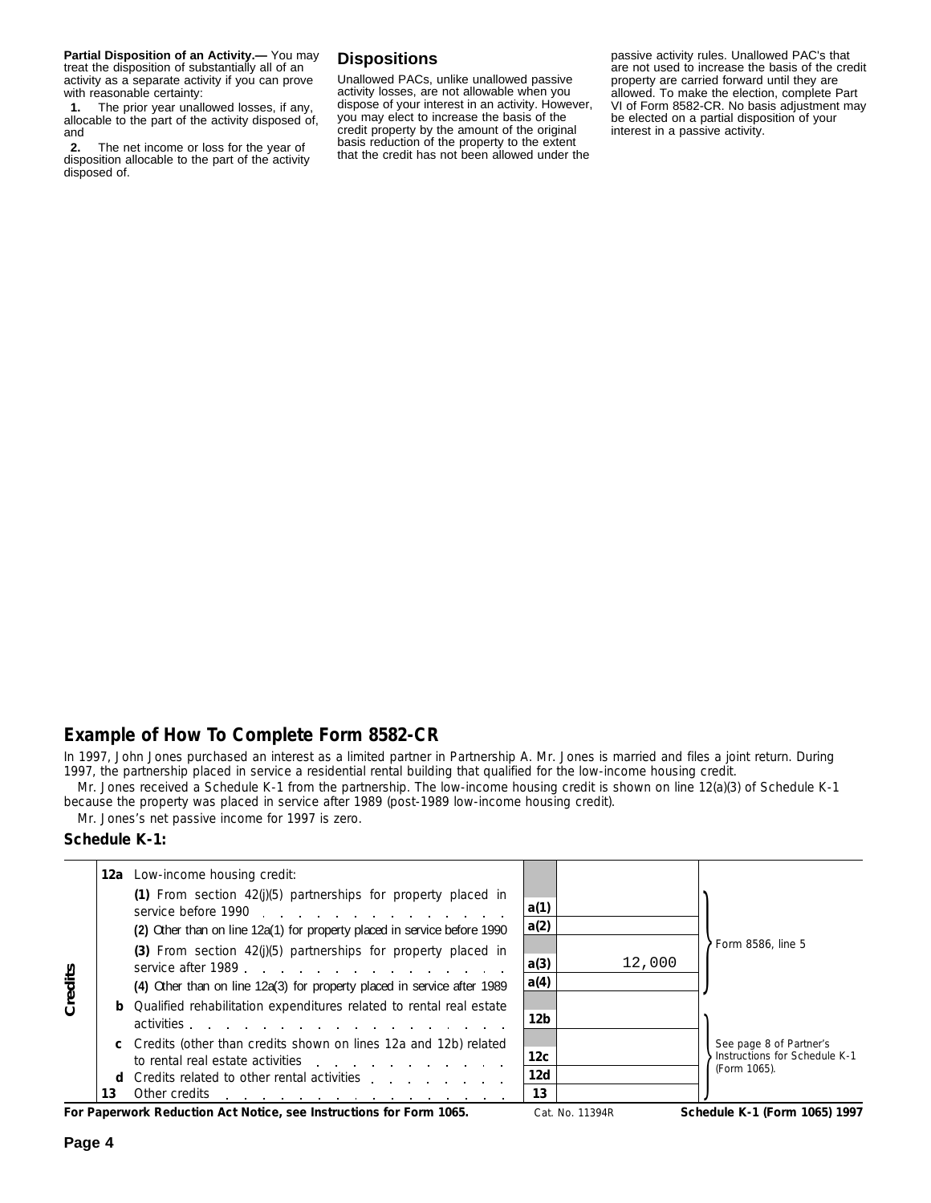**Partial Disposition of an Activity.—** You may treat the disposition of substantially all of an activity as a separate activity if you can prove with reasonable certainty:

**1.** The prior year unallowed losses, if any, allocable to the part of the activity disposed of, and

**2.** The net income or loss for the year of disposition allocable to the part of the activity disposed of.

## Dispositions

Unallowed PACs, unlike unallowed passive activity losses, are not allowable when you dispose of your interest in an activity. However, you may elect to increase the basis of the credit property by the amount of the original basis reduction of the property to the extent that the credit has not been allowed under the passive activity rules. Unallowed PAC's that are not used to increase the basis of the credit property are carried forward until they are allowed. To make the election, complete Part VI of Form 8582-CR. No basis adjustment may be elected on a partial disposition of your interest in a passive activity.

## Example of How To Complete Form 8582-CR

In 1997, John Jones purchased an interest as a limited partner in Partnership A. Mr. Jones is married and files a joint return. During 1997, the partnership placed in service a residential rental building that qualified for the low-income housing credit.

Mr. Jones received a Schedule K-1 from the partnership. The low-income housing credit is shown on line 12(a)(3) of Schedule K-1 because the property was placed in service after 1989 (post-1989 low-income housing credit).

Mr. Jones's net passive income for 1997 is zero.

### Schedule K-1:

| Credits | | | | |
|---|---|---|---|---|
| **12a** | Low-income housing credit: | | | |
| | **(1)** From section 42(j)(5) partnerships for property placed in service before 1990 | **a(1)** | | Form 8586, line 5 |
| | **(2)** Other than on line 12a(1) for property placed in service before 1990 | **a(2)** | | |
| | **(3)** From section 42(j)(5) partnerships for property placed in service after 1989 | **a(3)** | 12,000 | |
| | **(4)** Other than on line 12a(3) for property placed in service after 1989 | **a(4)** | | |
| **b** | Qualified rehabilitation expenditures related to rental real estate activities | **12b** | | See page 8 of Partner's Instructions for Schedule K-1 (Form 1065). |
| **c** | Credits (other than credits shown on lines 12a and 12b) related to rental real estate activities | **12c** | | |
| **d** | Credits related to other rental activities | **12d** | | |
| **13** | Other credits | **13** | | |

**For Paperwork Reduction Act Notice, see Instructions for Form 1065.** Cat. No. 11394R **Schedule K-1 (Form 1065) 1997**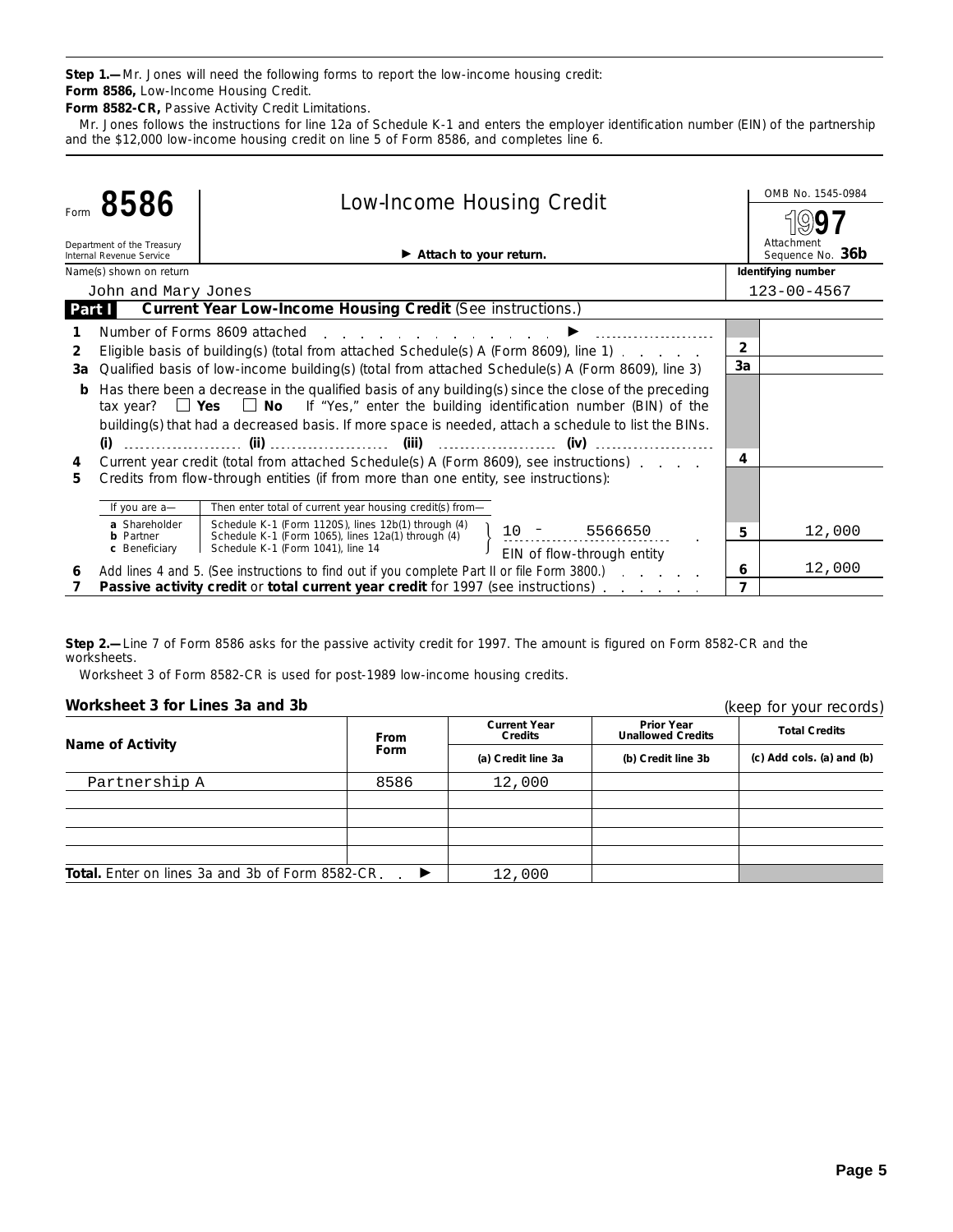**Step 1.—** Mr. Jones will need the following forms to report the low-income housing credit:

**Form 8586,** Low-Income Housing Credit.

**Form 8582-CR,** Passive Activity Credit Limitations.

Mr. Jones follows the instructions for line 12a of Schedule K-1 and enters the employer identification number (EIN) of the partnership and the $12,000 low-income housing credit on line 5 of Form 8586, and completes line 6.

---

Form **8586** — Department of the Treasury, Internal Revenue Service

# Low-Income Housing Credit

▶ Attach to your return.

OMB No. 1545-0984 — **1997** — Attachment Sequence No. **36b**

| Name(s) shown on return | Identifying number |
|---|---|
| John and Mary Jones | 123-00-4567 |

**Part I — Current Year Low-Income Housing Credit** (See instructions.)

| Line | Description | Box | Amount |
|---|---|---|---|
| 1 | Number of Forms 8609 attached ▶ | | |
| 2 | Eligible basis of building(s) (total from attached Schedule(s) A (Form 8609), line 1) | 2 | |
| 3a | Qualified basis of low-income building(s) (total from attached Schedule(s) A (Form 8609), line 3) | 3a | |
| b | Has there been a decrease in the qualified basis of any building(s) since the close of the preceding tax year? ☐ Yes ☐ No If "Yes," enter the building identification number (BIN) of the building(s) that had a decreased basis. If more space is needed, attach a schedule to list the BINs. (i) ______ (ii) ______ (iii) ______ (iv) ______ | | |
| 4 | Current year credit (total from attached Schedule(s) A (Form 8609), see instructions) | 4 | |
| 5 | Credits from flow-through entities (if from more than one entity, see instructions): | | |
| | If you are a— **a** Shareholder / **b** Partner / **c** Beneficiary — Then enter total of current year housing credit(s) from— Schedule K-1 (Form 1120S), lines 12b(1) through (4) / Schedule K-1 (Form 1065), lines 12a(1) through (4) / Schedule K-1 (Form 1041), line 14 — 10 - 5566650 (EIN of flow-through entity) | 5 | 12,000 |
| 6 | Add lines 4 and 5. (See instructions to find out if you complete Part II or file Form 3800.) | 6 | 12,000 |
| 7 | **Passive activity credit** or **total current year credit** for 1997 (see instructions) | 7 | |

---

**Step 2.—** Line 7 of Form 8586 asks for the passive activity credit for 1997. The amount is figured on Form 8582-CR and the worksheets.

Worksheet 3 of Form 8582-CR is used for post-1989 low-income housing credits.

### Worksheet 3 for Lines 3a and 3b

(keep for your records)

| Name of Activity | From Form | Current Year Credits (a) Credit line 3a | Prior Year Unallowed Credits (b) Credit line 3b | Total Credits (c) Add cols. (a) and (b) |
|---|---|---|---|---|
| Partnership A | 8586 | 12,000 | | |
| | | | | |
| | | | | |
| | | | | |
| | | | | |
| **Total.** Enter on lines 3a and 3b of Form 8582-CR ▶ | | 12,000 | | |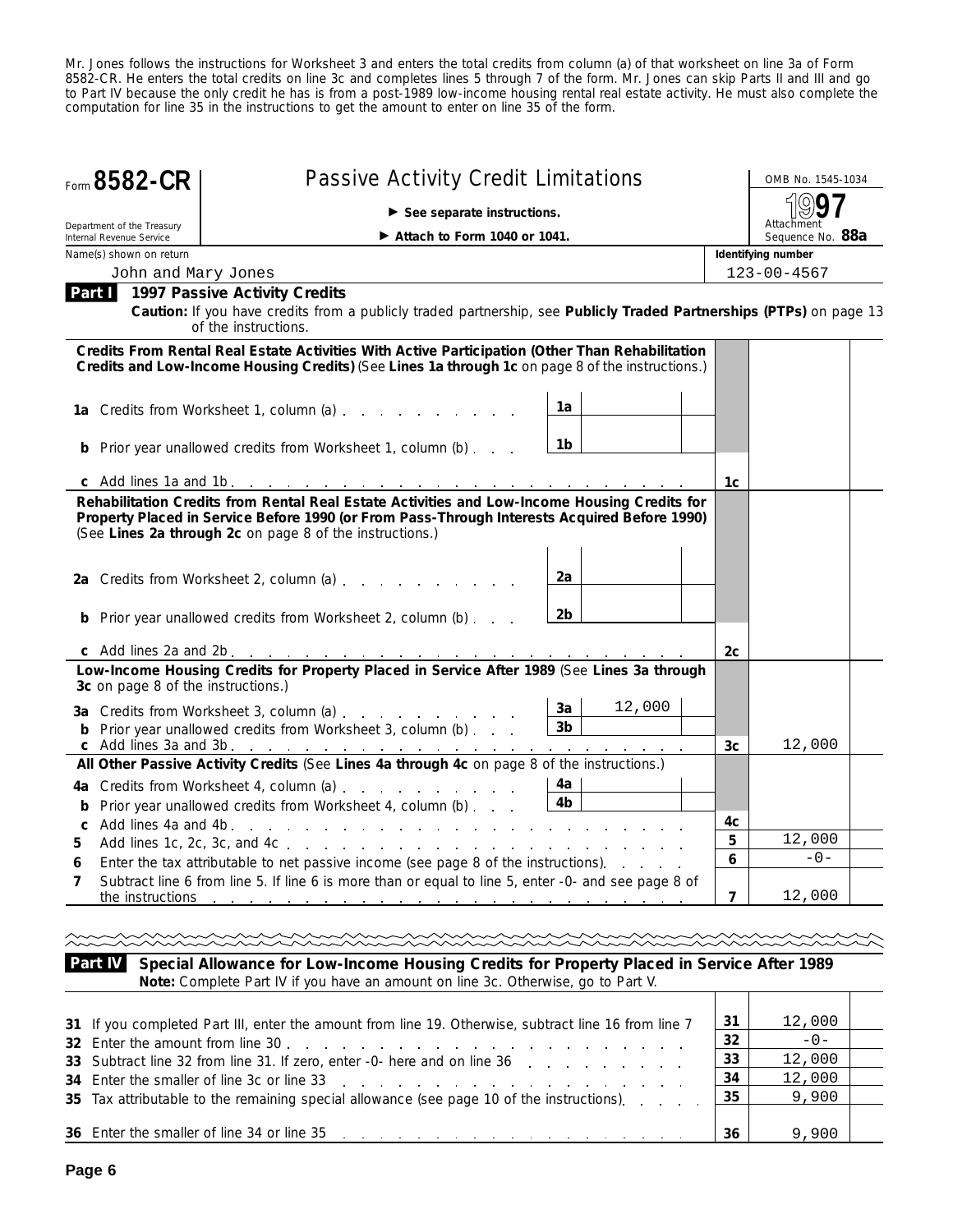Mr. Jones follows the instructions for Worksheet 3 and enters the total credits from column (a) of that worksheet on line 3a of Form 8582-CR. He enters the total credits on line 3c and completes lines 5 through 7 of the form. Mr. Jones can skip Parts II and III and go to Part IV because the only credit he has is from a post-1989 low-income housing rental real estate activity. He must also complete the computation for line 35 in the instructions to get the amount to enter on line 35 of the form.

# Form 8582-CR — Passive Activity Credit Limitations

Department of the Treasury
Internal Revenue Service

► See separate instructions.

► Attach to Form 1040 or 1041.

OMB No. 1545-1034

1997

Attachment Sequence No. **88a**

Name(s) shown on return: John and Mary Jones

Identifying number: 123-00-4567

## Part I — 1997 Passive Activity Credits

**Caution:** If you have credits from a publicly traded partnership, see **Publicly Traded Partnerships (PTPs)** on page 13 of the instructions.

| Line | Description | Ref | Amount | Line | Amount |
|---|---|---|---|---|---|
| | **Credits From Rental Real Estate Activities With Active Participation (Other Than Rehabilitation Credits and Low-Income Housing Credits)** (See **Lines 1a through 1c** on page 8 of the instructions.) | | | | |
| 1a | Credits from Worksheet 1, column (a) | 1a | | | |
| b | Prior year unallowed credits from Worksheet 1, column (b) | 1b | | | |
| c | Add lines 1a and 1b | | | 1c | |
| | **Rehabilitation Credits from Rental Real Estate Activities and Low-Income Housing Credits for Property Placed in Service Before 1990 (or From Pass-Through Interests Acquired Before 1990)** (See **Lines 2a through 2c** on page 8 of the instructions.) | | | | |
| 2a | Credits from Worksheet 2, column (a) | 2a | | | |
| b | Prior year unallowed credits from Worksheet 2, column (b) | 2b | | | |
| c | Add lines 2a and 2b | | | 2c | |
| | **Low-Income Housing Credits for Property Placed in Service After 1989** (See **Lines 3a through 3c** on page 8 of the instructions.) | | | | |
| 3a | Credits from Worksheet 3, column (a) | 3a | 12,000 | | |
| b | Prior year unallowed credits from Worksheet 3, column (b) | 3b | | | |
| c | Add lines 3a and 3b | | | 3c | 12,000 |
| | **All Other Passive Activity Credits** (See **Lines 4a through 4c** on page 8 of the instructions.) | | | | |
| 4a | Credits from Worksheet 4, column (a) | 4a | | | |
| b | Prior year unallowed credits from Worksheet 4, column (b) | 4b | | | |
| c | Add lines 4a and 4b | | | 4c | |
| 5 | Add lines 1c, 2c, 3c, and 4c | | | 5 | 12,000 |
| 6 | Enter the tax attributable to net passive income (see page 8 of the instructions) | | | 6 | -0- |
| 7 | Subtract line 6 from line 5. If line 6 is more than or equal to line 5, enter -0- and see page 8 of the instructions | | | 7 | 12,000 |

## Part IV — Special Allowance for Low-Income Housing Credits for Property Placed in Service After 1989

**Note:** Complete Part IV if you have an amount on line 3c. Otherwise, go to Part V.

| Line | Description | Line | Amount |
|---|---|---|---|
| 31 | If you completed Part III, enter the amount from line 19. Otherwise, subtract line 16 from line 7 | 31 | 12,000 |
| 32 | Enter the amount from line 30 | 32 | -0- |
| 33 | Subtract line 32 from line 31. If zero, enter -0- here and on line 36 | 33 | 12,000 |
| 34 | Enter the smaller of line 3c or line 33 | 34 | 12,000 |
| 35 | Tax attributable to the remaining special allowance (see page 10 of the instructions) | 35 | 9,900 |
| 36 | Enter the smaller of line 34 or line 35 | 36 | 9,900 |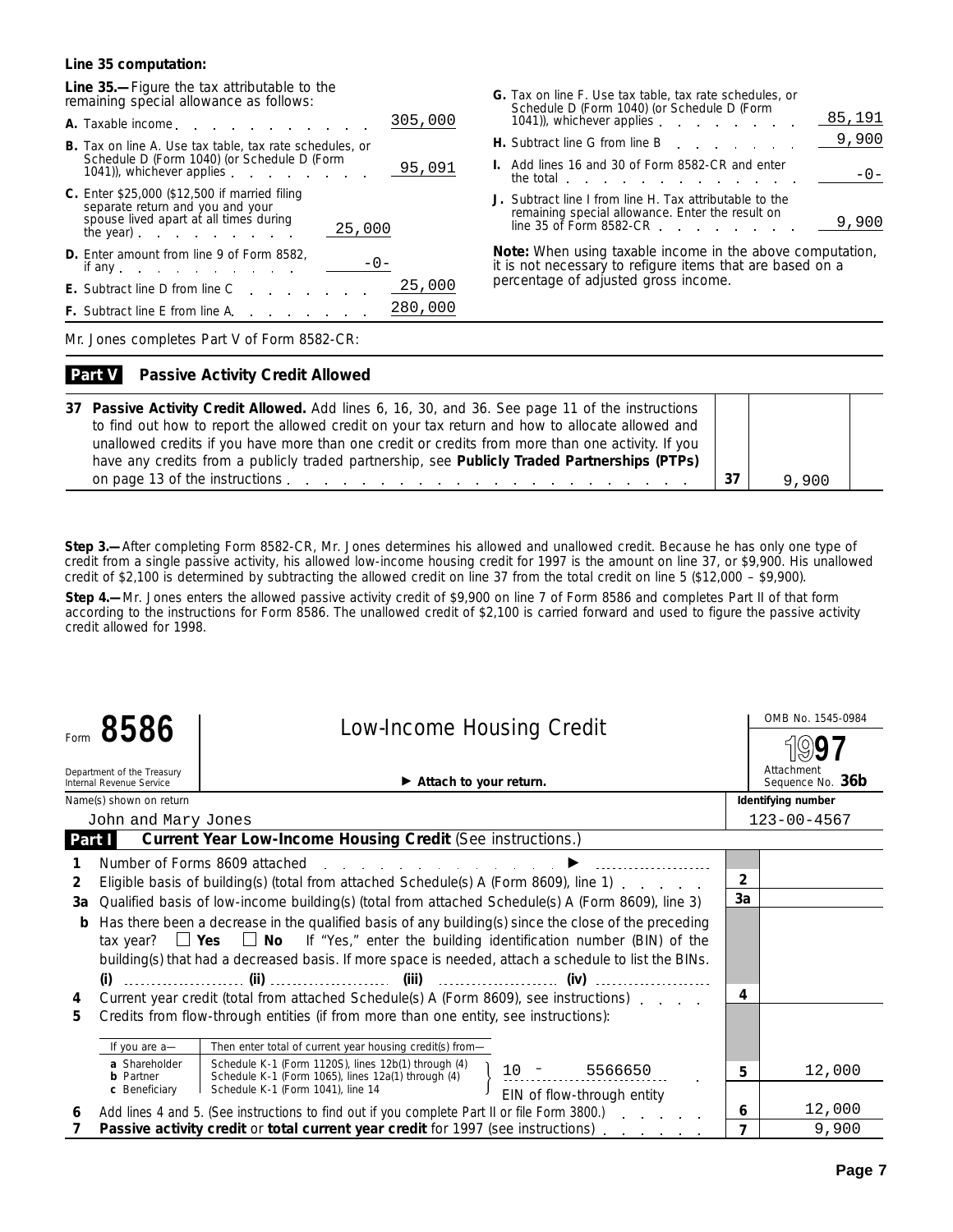**Line 35 computation:**

**Line 35.—** Figure the tax attributable to the remaining special allowance as follows:

| | | |
|---|---|---|
| **A.** Taxable income | | 305,000 |
| **B.** Tax on line A. Use tax table, tax rate schedules, or Schedule D (Form 1040) (or Schedule D (Form 1041)), whichever applies | | 95,091 |
| **C.** Enter $25,000 ($12,500 if married filing separate return and you and your spouse lived apart at all times during the year) | 25,000 | |
| **D.** Enter amount from line 9 of Form 8582, if any | -0- | |
| **E.** Subtract line D from line C | | 25,000 |
| **F.** Subtract line E from line A | | 280,000 |
| **G.** Tax on line F. Use tax table, tax rate schedules, or Schedule D (Form 1040) (or Schedule D (Form 1041)), whichever applies | | 85,191 |
| **H.** Subtract line G from line B | | 9,900 |
| **I.** Add lines 16 and 30 of Form 8582-CR and enter the total | | -0- |
| **J.** Subtract line I from line H. Tax attributable to the remaining special allowance. Enter the result on line 35 of Form 8582-CR | | 9,900 |

**Note:** When using taxable income in the above computation, it is not necessary to refigure items that are based on a percentage of adjusted gross income.

Mr. Jones completes Part V of Form 8582-CR:

**Part V Passive Activity Credit Allowed**

| | | |
|---|---|---|
| **37 Passive Activity Credit Allowed.** Add lines 6, 16, 30, and 36. See page 11 of the instructions to find out how to report the allowed credit on your tax return and how to allocate allowed and unallowed credits if you have more than one credit or credits from more than one activity. If you have any credits from a publicly traded partnership, see **Publicly Traded Partnerships (PTPs)** on page 13 of the instructions | 37 | 9,900 |

**Step 3.—** After completing Form 8582-CR, Mr. Jones determines his allowed and unallowed credit. Because he has only one type of credit from a single passive activity, his allowed low-income housing credit for 1997 is the amount on line 37, or $9,900. His unallowed credit of $2,100 is determined by subtracting the allowed credit on line 37 from the total credit on line 5 ($12,000 – $9,900).

**Step 4.—** Mr. Jones enters the allowed passive activity credit of $9,900 on line 7 of Form 8586 and completes Part II of that form according to the instructions for Form 8586. The unallowed credit of $2,100 is carried forward and used to figure the passive activity credit allowed for 1998.

Form **8586** — **Low-Income Housing Credit** — OMB No. 1545-0984 — **1997**

Department of the Treasury, Internal Revenue Service — ► Attach to your return. — Attachment Sequence No. **36b**

| Name(s) shown on return | Identifying number |
|---|---|
| John and Mary Jones | 123-00-4567 |

**Part I Current Year Low-Income Housing Credit** (See instructions.)

| | | | |
|---|---|---|---|
| 1 | Number of Forms 8609 attached ► | | |
| 2 | Eligible basis of building(s) (total from attached Schedule(s) A (Form 8609), line 1) | 2 | |
| 3a | Qualified basis of low-income building(s) (total from attached Schedule(s) A (Form 8609), line 3) | 3a | |
| b | Has there been a decrease in the qualified basis of any building(s) since the close of the preceding tax year? ☐ **Yes** ☐ **No** If "Yes," enter the building identification number (BIN) of the building(s) that had a decreased basis. If more space is needed, attach a schedule to list the BINs. (i) ______ (ii) ______ (iii) ______ (iv) ______ | | |
| 4 | Current year credit (total from attached Schedule(s) A (Form 8609), see instructions) | 4 | |
| 5 | Credits from flow-through entities (if from more than one entity, see instructions): | | |
| | If you are a— **a** Shareholder: Schedule K-1 (Form 1120S), lines 12b(1) through (4); **b** Partner: Schedule K-1 (Form 1065), lines 12a(1) through (4); **c** Beneficiary: Schedule K-1 (Form 1041), line 14 — Then enter total of current year housing credit(s) from— 10 - 5566650 (EIN of flow-through entity) | 5 | 12,000 |
| 6 | Add lines 4 and 5. (See instructions to find out if you complete Part II or file Form 3800.) | 6 | 12,000 |
| 7 | **Passive activity credit** or **total current year credit** for 1997 (see instructions) | 7 | 9,900 |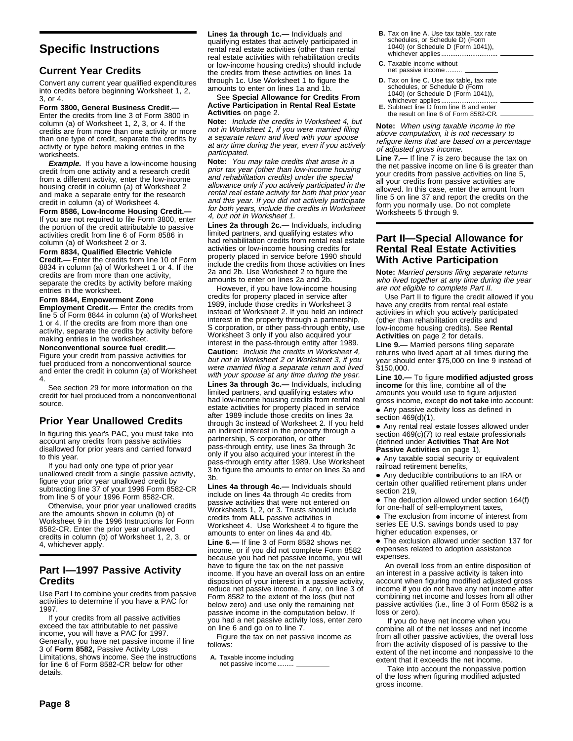## Specific Instructions

### Current Year Credits

Convert any current year qualified expenditures into credits before beginning Worksheet 1, 2, 3, or 4.

**Form 3800, General Business Credit.—** Enter the credits from line 3 of Form 3800 in column (a) of Worksheet 1, 2, 3, or 4. If the credits are from more than one activity or more than one type of credit, separate the credits by activity or type before making entries in the worksheets.

***Example.*** If you have a low-income housing credit from one activity and a research credit from a different activity, enter the low-income housing credit in column (a) of Worksheet 2 and make a separate entry for the research credit in column (a) of Worksheet 4.

**Form 8586, Low-Income Housing Credit.—** If you are not required to file Form 3800, enter the portion of the credit attributable to passive activities credit from line 6 of Form 8586 in column (a) of Worksheet 2 or 3.

**Form 8834, Qualified Electric Vehicle Credit.—** Enter the credits from line 10 of Form 8834 in column (a) of Worksheet 1 or 4. If the credits are from more than one activity, separate the credits by activity before making entries in the worksheet.

**Form 8844, Empowerment Zone Employment Credit.—** Enter the credits from line 5 of Form 8844 in column (a) of Worksheet 1 or 4. If the credits are from more than one activity, separate the credits by activity before making entries in the worksheet.

**Nonconventional source fuel credit.—** Figure your credit from passive activities for fuel produced from a nonconventional source and enter the credit in column (a) of Worksheet 4.

See section 29 for more information on the credit for fuel produced from a nonconventional source.

### Prior Year Unallowed Credits

In figuring this year's PAC, you must take into account any credits from passive activities disallowed for prior years and carried forward to this year.

If you had only one type of prior year unallowed credit from a single passive activity, figure your prior year unallowed credit by subtracting line 37 of your 1996 Form 8582-CR from line 5 of your 1996 Form 8582-CR.

Otherwise, your prior year unallowed credits are the amounts shown in column (b) of Worksheet 9 in the 1996 Instructions for Form 8582-CR. Enter the prior year unallowed credits in column (b) of Worksheet 1, 2, 3, or 4, whichever apply.

## Part I—1997 Passive Activity Credits

Use Part I to combine your credits from passive activities to determine if you have a PAC for 1997.

If your credits from all passive activities exceed the tax attributable to net passive income, you will have a PAC for 1997. Generally, you have net passive income if line 3 of **Form 8582,** Passive Activity Loss Limitations, shows income. See the instructions for line 6 of Form 8582-CR below for other details.

**Lines 1a through 1c.—** Individuals and qualifying estates that actively participated in rental real estate activities (other than rental real estate activities with rehabilitation credits or low-income housing credits) should include the credits from these activities on lines 1a through 1c. Use Worksheet 1 to figure the amounts to enter on lines 1a and 1b.

See **Special Allowance for Credits From Active Participation in Rental Real Estate Activities** on page 2.

**Note:** *Include the credits in Worksheet 4, but not in Worksheet 1, if you were married filing a separate return and lived with your spouse at any time during the year, even if you actively participated.*

**Note:** *You may take credits that arose in a prior tax year (other than low-income housing and rehabilitation credits) under the special allowance only if you actively participated in the rental real estate activity for both that prior year and this year. If you did not actively participate for both years, include the credits in Worksheet 4, but not in Worksheet 1.*

**Lines 2a through 2c.—** Individuals, including limited partners, and qualifying estates who had rehabilitation credits from rental real estate activities or low-income housing credits for property placed in service before 1990 should include the credits from those activities on lines 2a and 2b. Use Worksheet 2 to figure the amounts to enter on lines 2a and 2b.

However, if you have low-income housing credits for property placed in service after 1989, include those credits in Worksheet 3 instead of Worksheet 2. If you held an indirect interest in the property through a partnership, S corporation, or other pass-through entity, use Worksheet 3 only if you also acquired your interest in the pass-through entity after 1989.

**Caution:** *Include the credits in Worksheet 4, but not in Worksheet 2 or Worksheet 3, if you were married filing a separate return and lived with your spouse at any time during the year.*

**Lines 3a through 3c.—** Individuals, including limited partners, and qualifying estates who had low-income housing credits from rental real estate activities for property placed in service after 1989 include those credits on lines 3a through 3c instead of Worksheet 2. If you held an indirect interest in the property through a partnership, S corporation, or other pass-through entity, use lines 3a through 3c only if you also acquired your interest in the pass-through entity after 1989. Use Worksheet 3 to figure the amounts to enter on lines 3a and 3b.

**Lines 4a through 4c.—** Individuals should include on lines 4a through 4c credits from passive activities that were not entered on Worksheets 1, 2, or 3. Trusts should include credits from **ALL** passive activities in Worksheet 4. Use Worksheet 4 to figure the amounts to enter on lines 4a and 4b.

**Line 6.—** If line 3 of Form 8582 shows net income, or if you did not complete Form 8582 because you had net passive income, you will have to figure the tax on the net passive income. If you have an overall loss on an entire disposition of your interest in a passive activity, reduce net passive income, if any, on line 3 of Form 8582 to the extent of the loss (but not below zero) and use only the remaining net passive income in the computation below. If you had a net passive activity loss, enter zero on line 6 and go on to line 7.

Figure the tax on net passive income as follows:

**A.** Taxable income including net passive income ......... ________

**B.** Tax on line A. Use tax table, tax rate schedules, or Schedule D) (Form 1040) (or Schedule D (Form 1041)), whichever applies .............................. ________

**C.** Taxable income without net passive income ......... ________

**D.** Tax on line C. Use tax table, tax rate schedules, or Schedule D (Form 1040) (or Schedule D (Form 1041)), whichever applies .............................. ________

**E.** Subtract line D from line B and enter the result on line 6 of Form 8582-CR. ________

**Note:** *When using taxable income in the above computation, it is not necessary to refigure items that are based on a percentage of adjusted gross income.*

**Line 7.—** If line 7 is zero because the tax on the net passive income on line 6 is greater than your credits from passive activities on line 5, all your credits from passive activities are allowed. In this case, enter the amount from line 5 on line 37 and report the credits on the form you normally use. Do not complete Worksheets 5 through 9.

## Part II—Special Allowance for Rental Real Estate Activities With Active Participation

**Note:** *Married persons filing separate returns who lived together at any time during the year are not eligible to complete Part II.*

Use Part II to figure the credit allowed if you have any credits from rental real estate activities in which you actively participated (other than rehabilitation credits and low-income housing credits). See **Rental Activities** on page 2 for details.

**Line 9.—** Married persons filing separate returns who lived apart at all times during the year should enter $75,000 on line 9 instead of $150,000.

**Line 10.—** To figure **modified adjusted gross income** for this line, combine all of the amounts you would use to figure adjusted gross income, except **do not take** into account:

- Any passive activity loss as defined in section 469(d)(1),
- Any rental real estate losses allowed under section 469(c)(7) to real estate professionals (defined under **Activities That Are Not Passive Activities** on page 1),
- Any taxable social security or equivalent railroad retirement benefits,
- Any deductible contributions to an IRA or certain other qualified retirement plans under section 219,
- The deduction allowed under section 164(f) for one-half of self-employment taxes,
- The exclusion from income of interest from series EE U.S. savings bonds used to pay higher education expenses, or
- The exclusion allowed under section 137 for expenses related to adoption assistance expenses.

An overall loss from an entire disposition of an interest in a passive activity is taken into account when figuring modified adjusted gross income if you do not have any net income after combining net income and losses from all other passive activities (i.e., line 3 of Form 8582 is a loss or zero).

If you do have net income when you combine all of the net losses and net income from all other passive activities, the overall loss from the activity disposed of is passive to the extent of the net income and nonpassive to the extent that it exceeds the net income.

Take into account the nonpassive portion of the loss when figuring modified adjusted gross income.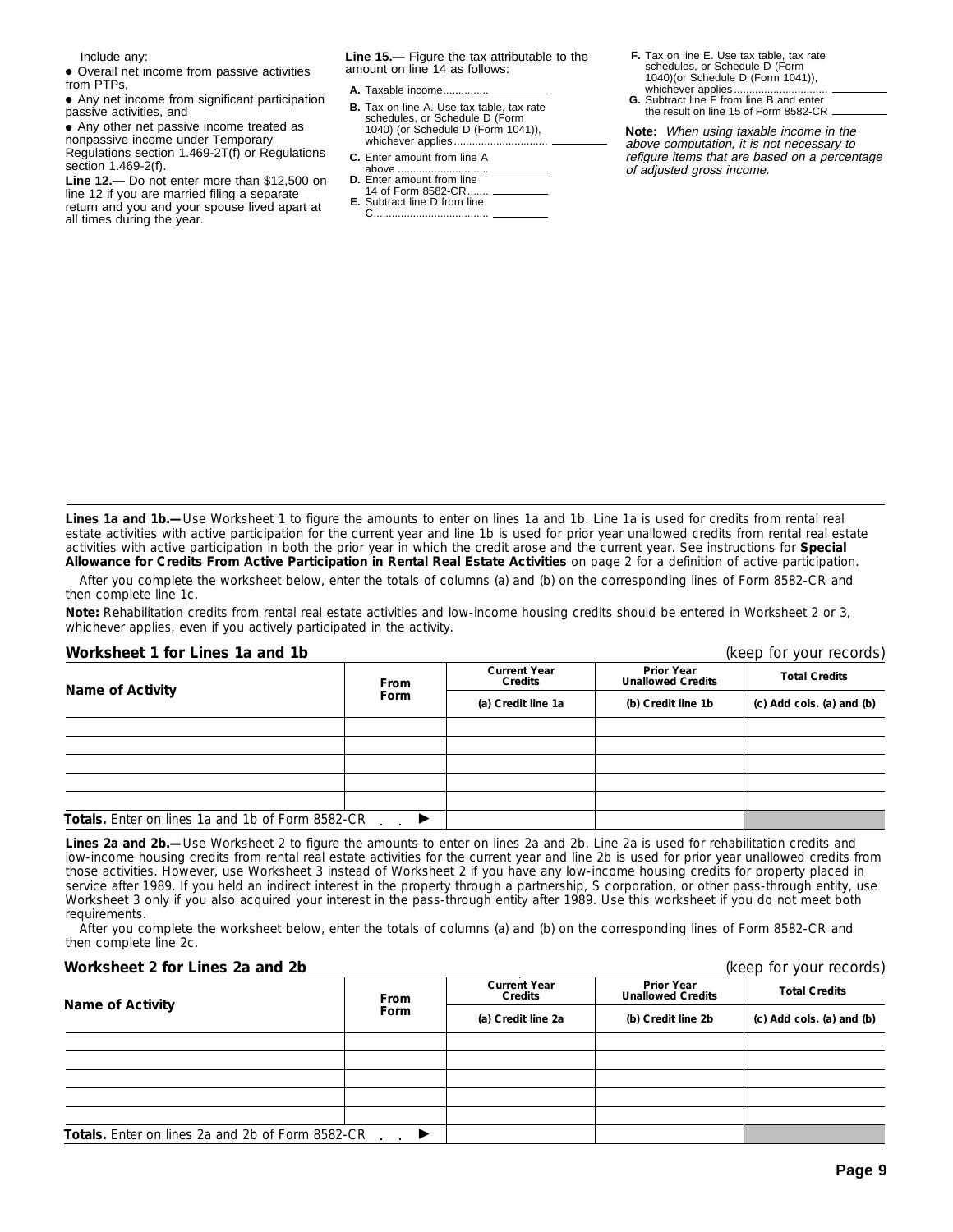Include any:

- Overall net income from passive activities from PTPs,
- Any net income from significant participation passive activities, and
- Any other net passive income treated as nonpassive income under Temporary Regulations section 1.469-2T(f) or Regulations section 1.469-2(f).

**Line 12.—** Do not enter more than $12,500 on line 12 if you are married filing a separate return and you and your spouse lived apart at all times during the year.

**Line 15.—** Figure the tax attributable to the amount on line 14 as follows:

**A.** Taxable income .............. \_\_\_\_\_\_\_\_

**B.** Tax on line A. Use tax table, tax rate schedules, or Schedule D (Form 1040) (or Schedule D (Form 1041)), whichever applies .............................. \_\_\_\_\_\_\_\_

**C.** Enter amount from line A above .............................. \_\_\_\_\_\_\_\_

**D.** Enter amount from line 14 of Form 8582-CR ....... \_\_\_\_\_\_\_\_

**E.** Subtract line D from line C ...................................... \_\_\_\_\_\_\_\_

**F.** Tax on line E. Use tax table, tax rate schedules, or Schedule D (Form 1040)(or Schedule D (Form 1041)), whichever applies .............................. \_\_\_\_\_\_\_\_

**G.** Subtract line F from line B and enter the result on line 15 of Form 8582-CR \_\_\_\_\_\_\_\_

**Note:** *When using taxable income in the above computation, it is not necessary to refigure items that are based on a percentage of adjusted gross income.*

---

**Lines 1a and 1b.—** Use Worksheet 1 to figure the amounts to enter on lines 1a and 1b. Line 1a is used for credits from rental real estate activities with active participation for the current year and line 1b is used for prior year unallowed credits from rental real estate activities with active participation in both the prior year in which the credit arose and the current year. See instructions for **Special Allowance for Credits From Active Participation in Rental Real Estate Activities** on page 2 for a definition of active participation.

After you complete the worksheet below, enter the totals of columns (a) and (b) on the corresponding lines of Form 8582-CR and then complete line 1c.

**Note:** Rehabilitation credits from rental real estate activities and low-income housing credits should be entered in Worksheet 2 or 3, whichever applies, even if you actively participated in the activity.

### Worksheet 1 for Lines 1a and 1b

(keep for your records)

| Name of Activity | From Form | Current Year Credits | Prior Year Unallowed Credits | Total Credits |
|---|---|---|---|---|
| | | (a) Credit line 1a | (b) Credit line 1b | (c) Add cols. (a) and (b) |
| | | | | |
| | | | | |
| | | | | |
| | | | | |
| | | | | |
| **Totals.** Enter on lines 1a and 1b of Form 8582-CR . . ▶ | | | | |

**Lines 2a and 2b.—** Use Worksheet 2 to figure the amounts to enter on lines 2a and 2b. Line 2a is used for rehabilitation credits and low-income housing credits from rental real estate activities for the current year and line 2b is used for prior year unallowed credits from those activities. However, use Worksheet 3 instead of Worksheet 2 if you have any low-income housing credits for property placed in service after 1989. If you held an indirect interest in the property through a partnership, S corporation, or other pass-through entity, use Worksheet 3 only if you also acquired your interest in the pass-through entity after 1989. Use this worksheet if you do not meet both requirements.

After you complete the worksheet below, enter the totals of columns (a) and (b) on the corresponding lines of Form 8582-CR and then complete line 2c.

### Worksheet 2 for Lines 2a and 2b

(keep for your records)

| Name of Activity | From Form | Current Year Credits | Prior Year Unallowed Credits | Total Credits |
|---|---|---|---|---|
| | | (a) Credit line 2a | (b) Credit line 2b | (c) Add cols. (a) and (b) |
| | | | | |
| | | | | |
| | | | | |
| | | | | |
| | | | | |
| **Totals.** Enter on lines 2a and 2b of Form 8582-CR . . ▶ | | | | |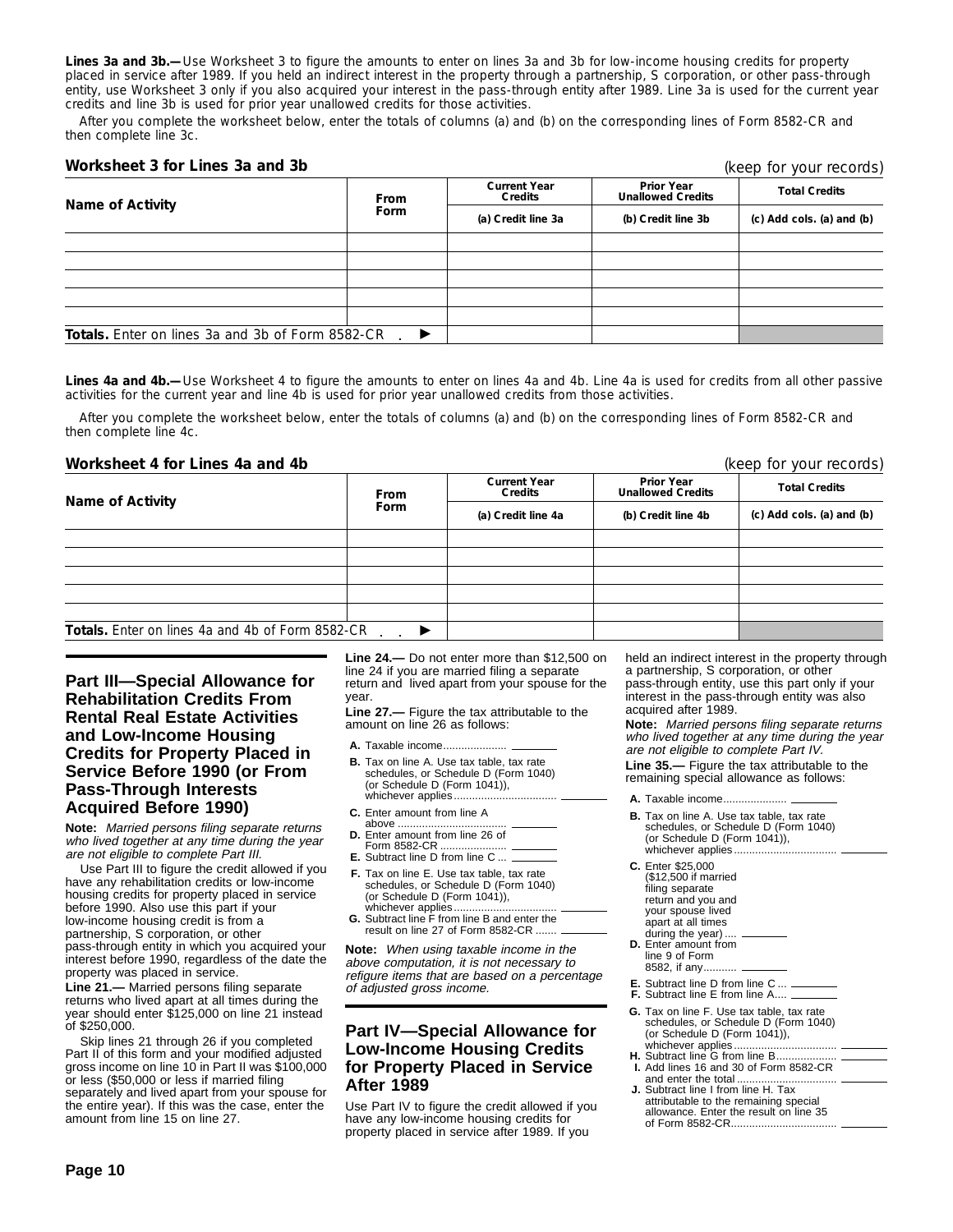**Lines 3a and 3b.—** Use Worksheet 3 to figure the amounts to enter on lines 3a and 3b for low-income housing credits for property placed in service after 1989. If you held an indirect interest in the property through a partnership, S corporation, or other pass-through entity, use Worksheet 3 only if you also acquired your interest in the pass-through entity after 1989. Line 3a is used for the current year credits and line 3b is used for prior year unallowed credits for those activities.

After you complete the worksheet below, enter the totals of columns (a) and (b) on the corresponding lines of Form 8582-CR and then complete line 3c.

**Worksheet 3 for Lines 3a and 3b** (keep for your records)

| Name of Activity | From Form | Current Year Credits | Prior Year Unallowed Credits | Total Credits |
|---|---|---|---|---|
| | | (a) Credit line 3a | (b) Credit line 3b | (c) Add cols. (a) and (b) |
| | | | | |
| | | | | |
| | | | | |
| | | | | |
| | | | | |
| **Totals.** Enter on lines 3a and 3b of Form 8582-CR ▶ | | | | |

**Lines 4a and 4b.—** Use Worksheet 4 to figure the amounts to enter on lines 4a and 4b. Line 4a is used for credits from all other passive activities for the current year and line 4b is used for prior year unallowed credits from those activities.

After you complete the worksheet below, enter the totals of columns (a) and (b) on the corresponding lines of Form 8582-CR and then complete line 4c.

**Worksheet 4 for Lines 4a and 4b** (keep for your records)

| Name of Activity | From Form | Current Year Credits | Prior Year Unallowed Credits | Total Credits |
|---|---|---|---|---|
| | | (a) Credit line 4a | (b) Credit line 4b | (c) Add cols. (a) and (b) |
| | | | | |
| | | | | |
| | | | | |
| | | | | |
| | | | | |
| **Totals.** Enter on lines 4a and 4b of Form 8582-CR ▶ | | | | |

## Part III—Special Allowance for Rehabilitation Credits From Rental Real Estate Activities and Low-Income Housing Credits for Property Placed in Service Before 1990 (or From Pass-Through Interests Acquired Before 1990)

**Note:** *Married persons filing separate returns who lived together at any time during the year are not eligible to complete Part III.*

Use Part III to figure the credit allowed if you have any rehabilitation credits or low-income housing credits for property placed in service before 1990. Also use this part if your low-income housing credit is from a partnership, S corporation, or other pass-through entity in which you acquired your interest before 1990, regardless of the date the property was placed in service.

**Line 21.—** Married persons filing separate returns who lived apart at all times during the year should enter $125,000 on line 21 instead of $250,000.

Skip lines 21 through 26 if you completed Part II of this form and your modified adjusted gross income on line 10 in Part II was $100,000 or less ($50,000 or less if married filing separately and lived apart from your spouse for the entire year). If this was the case, enter the amount from line 15 on line 27.

**Line 24.—** Do not enter more than $12,500 on line 24 if you are married filing a separate return and lived apart from your spouse for the year.

**Line 27.—** Figure the tax attributable to the amount on line 26 as follows:

- **A.** Taxable income ____
- **B.** Tax on line A. Use tax table, tax rate schedules, or Schedule D (Form 1040) (or Schedule D (Form 1041)), whichever applies ____
- **C.** Enter amount from line A above ____
- **D.** Enter amount from line 26 of Form 8582-CR ____
- **E.** Subtract line D from line C ____
- **F.** Tax on line E. Use tax table, tax rate schedules, or Schedule D (Form 1040) (or Schedule D (Form 1041)), whichever applies ____
- **G.** Subtract line F from line B and enter the result on line 27 of Form 8582-CR ____

**Note:** *When using taxable income in the above computation, it is not necessary to refigure items that are based on a percentage of adjusted gross income.*

## Part IV—Special Allowance for Low-Income Housing Credits for Property Placed in Service After 1989

Use Part IV to figure the credit allowed if you have any low-income housing credits for property placed in service after 1989. If you held an indirect interest in the property through a partnership, S corporation, or other pass-through entity, use this part only if your interest in the pass-through entity was also acquired after 1989.

**Note:** *Married persons filing separate returns who lived together at any time during the year are not eligible to complete Part IV.*

**Line 35.—** Figure the tax attributable to the remaining special allowance as follows:

- **A.** Taxable income ____
- **B.** Tax on line A. Use tax table, tax rate schedules, or Schedule D (Form 1040) (or Schedule D (Form 1041)), whichever applies ____
- **C.** Enter $25,000 ($12,500 if married filing separate return and you and your spouse lived apart at all times during the year) ____
- **D.** Enter amount from line 9 of Form 8582, if any ____
- **E.** Subtract line D from line C ____
- **F.** Subtract line E from line A ____
- **G.** Tax on line F. Use tax table, tax rate schedules, or Schedule D (Form 1040) (or Schedule D (Form 1041)), whichever applies ____
- **H.** Subtract line G from line B ____
- **I.** Add lines 16 and 30 of Form 8582-CR and enter the total ____
- **J.** Subtract line I from line H. Tax attributable to the remaining special allowance. Enter the result on line 35 of Form 8582-CR ____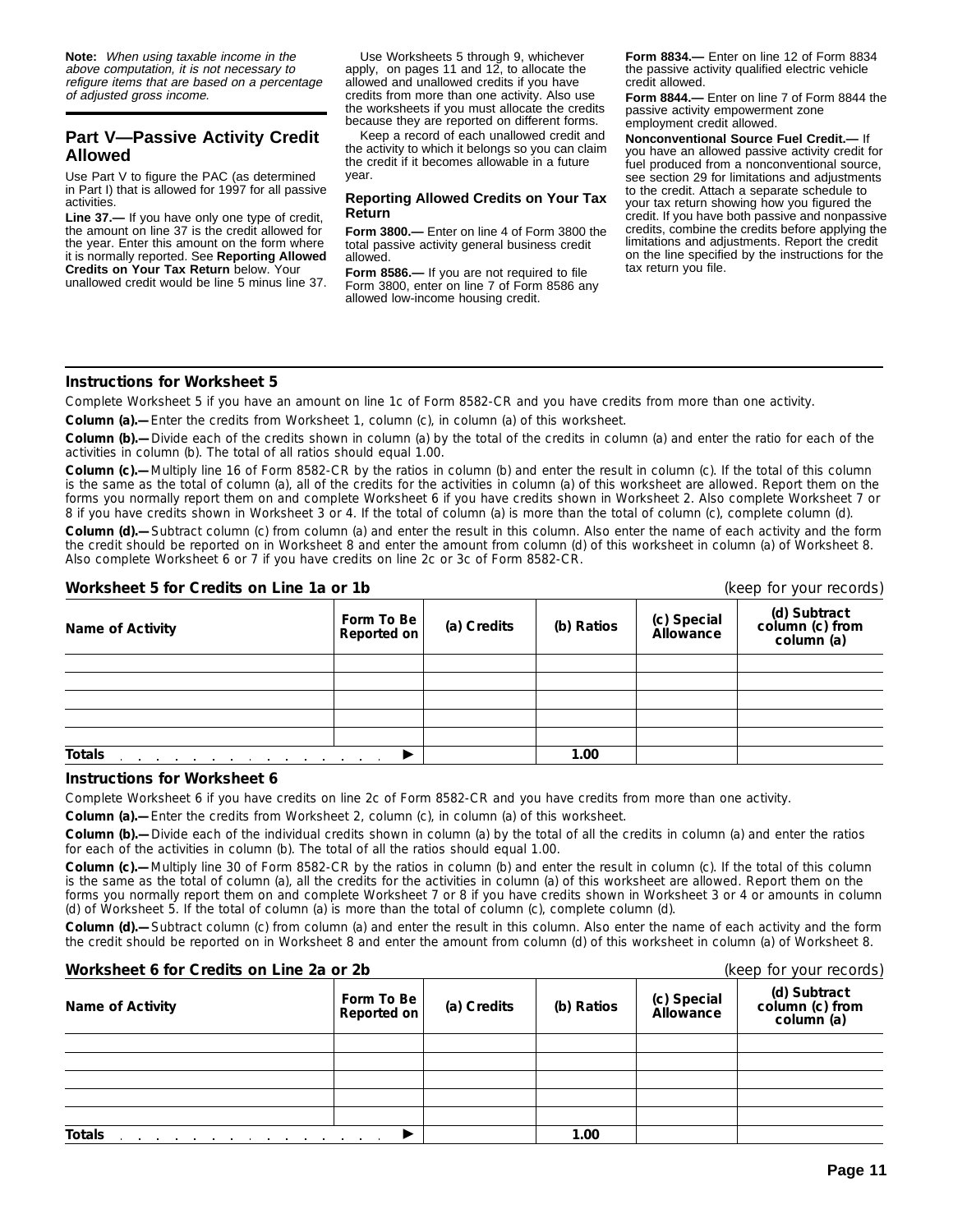**Note:** *When using taxable income in the above computation, it is not necessary to refigure items that are based on a percentage of adjusted gross income.*

## Part V—Passive Activity Credit Allowed

Use Part V to figure the PAC (as determined in Part I) that is allowed for 1997 for all passive activities.

**Line 37.—** If you have only one type of credit, the amount on line 37 is the credit allowed for the year. Enter this amount on the form where it is normally reported. See **Reporting Allowed Credits on Your Tax Return** below. Your unallowed credit would be line 5 minus line 37.

Use Worksheets 5 through 9, whichever apply, on pages 11 and 12, to allocate the allowed and unallowed credits if you have credits from more than one activity. Also use the worksheets if you must allocate the credits because they are reported on different forms.

Keep a record of each unallowed credit and the activity to which it belongs so you can claim the credit if it becomes allowable in a future year.

### Reporting Allowed Credits on Your Tax Return

**Form 3800.—** Enter on line 4 of Form 3800 the total passive activity general business credit allowed.

**Form 8586.—** If you are not required to file Form 3800, enter on line 7 of Form 8586 any allowed low-income housing credit.

**Form 8834.—** Enter on line 12 of Form 8834 the passive activity qualified electric vehicle credit allowed.

**Form 8844.—** Enter on line 7 of Form 8844 the passive activity empowerment zone employment credit allowed.

**Nonconventional Source Fuel Credit.—** If you have an allowed passive activity credit for fuel produced from a nonconventional source, see section 29 for limitations and adjustments to the credit. Attach a separate schedule to your tax return showing how you figured the credit. If you have both passive and nonpassive credits, combine the credits before applying the limitations and adjustments. Report the credit on the line specified by the instructions for the tax return you file.

### Instructions for Worksheet 5

Complete Worksheet 5 if you have an amount on line 1c of Form 8582-CR and you have credits from more than one activity.

**Column (a).—** Enter the credits from Worksheet 1, column (c), in column (a) of this worksheet.

**Column (b).—** Divide each of the credits shown in column (a) by the total of the credits in column (a) and enter the ratio for each of the activities in column (b). The total of all ratios should equal 1.00.

**Column (c).—** Multiply line 16 of Form 8582-CR by the ratios in column (b) and enter the result in column (c). If the total of this column is the same as the total of column (a), all of the credits for the activities in column (a) of this worksheet are allowed. Report them on the forms you normally report them on and complete Worksheet 6 if you have credits shown in Worksheet 2. Also complete Worksheet 7 or 8 if you have credits shown in Worksheet 3 or 4. If the total of column (a) is more than the total of column (c), complete column (d).

**Column (d).—** Subtract column (c) from column (a) and enter the result in this column. Also enter the name of each activity and the form the credit should be reported on in Worksheet 8 and enter the amount from column (d) of this worksheet in column (a) of Worksheet 8. Also complete Worksheet 6 or 7 if you have credits on line 2c or 3c of Form 8582-CR.

**Worksheet 5 for Credits on Line 1a or 1b** (keep for your records)

| Name of Activity | Form To Be Reported on | (a) Credits | (b) Ratios | (c) Special Allowance | (d) Subtract column (c) from column (a) |
|---|---|---|---|---|---|
| | | | | | |
| | | | | | |
| | | | | | |
| | | | | | |
| | | | | | |
| **Totals** . . . . . . . . . . . . . . . ▶ | | | 1.00 | | |

### Instructions for Worksheet 6

Complete Worksheet 6 if you have credits on line 2c of Form 8582-CR and you have credits from more than one activity.

**Column (a).—** Enter the credits from Worksheet 2, column (c), in column (a) of this worksheet.

**Column (b).—** Divide each of the individual credits shown in column (a) by the total of all the credits in column (a) and enter the ratios for each of the activities in column (b). The total of all the ratios should equal 1.00.

**Column (c).—** Multiply line 30 of Form 8582-CR by the ratios in column (b) and enter the result in column (c). If the total of this column is the same as the total of column (a), all the credits for the activities in column (a) of this worksheet are allowed. Report them on the forms you normally report them on and complete Worksheet 7 or 8 if you have credits shown in Worksheet 3 or 4 or amounts in column (d) of Worksheet 5. If the total of column (a) is more than the total of column (c), complete column (d).

**Column (d).—** Subtract column (c) from column (a) and enter the result in this column. Also enter the name of each activity and the form the credit should be reported on in Worksheet 8 and enter the amount from column (d) of this worksheet in column (a) of Worksheet 8.

**Worksheet 6 for Credits on Line 2a or 2b** (keep for your records)

| Name of Activity | Form To Be Reported on | (a) Credits | (b) Ratios | (c) Special Allowance | (d) Subtract column (c) from column (a) |
|---|---|---|---|---|---|
| | | | | | |
| | | | | | |
| | | | | | |
| | | | | | |
| | | | | | |
| **Totals** . . . . . . . . . . . . . . . ▶ | | | 1.00 | | |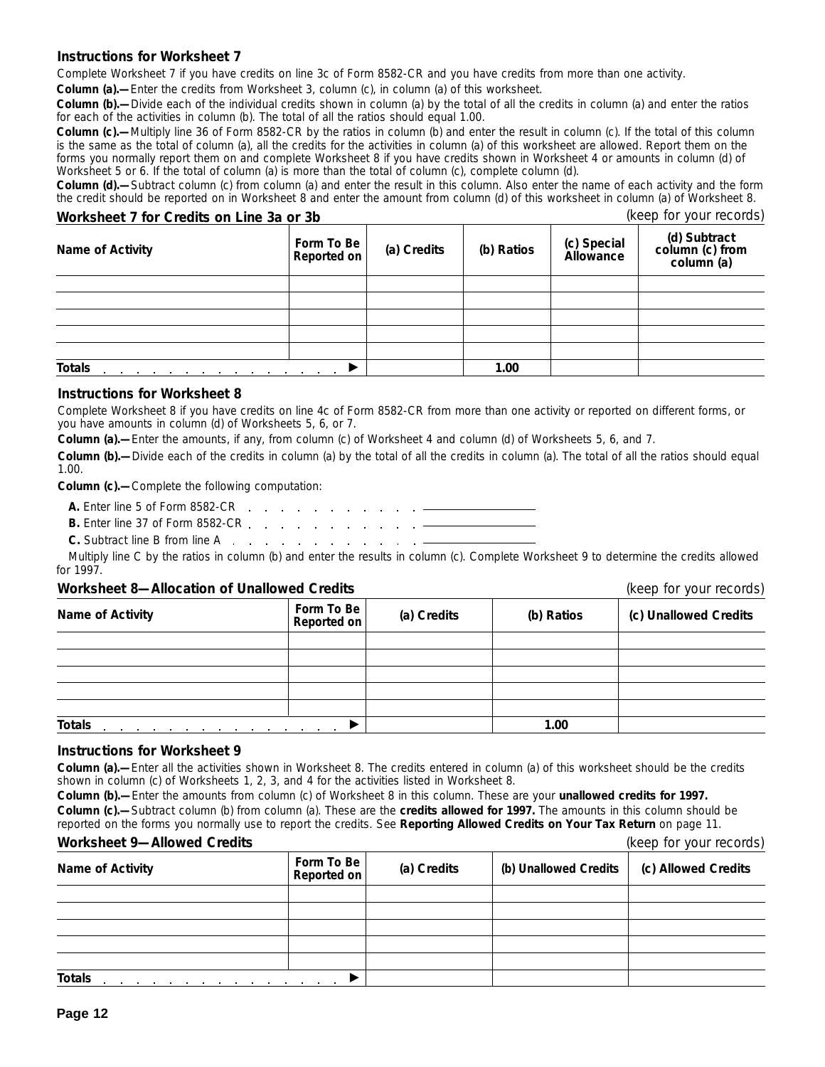### Instructions for Worksheet 7

Complete Worksheet 7 if you have credits on line 3c of Form 8582-CR and you have credits from more than one activity.

**Column (a).—** Enter the credits from Worksheet 3, column (c), in column (a) of this worksheet.

**Column (b).—** Divide each of the individual credits shown in column (a) by the total of all the credits in column (a) and enter the ratios for each of the activities in column (b). The total of all the ratios should equal 1.00.

**Column (c).—** Multiply line 36 of Form 8582-CR by the ratios in column (b) and enter the result in column (c). If the total of this column is the same as the total of column (a), all the credits for the activities in column (a) of this worksheet are allowed. Report them on the forms you normally report them on and complete Worksheet 8 if you have credits shown in Worksheet 4 or amounts in column (d) of Worksheet 5 or 6. If the total of column (a) is more than the total of column (c), complete column (d).

**Column (d).—** Subtract column (c) from column (a) and enter the result in this column. Also enter the name of each activity and the form the credit should be reported on in Worksheet 8 and enter the amount from column (d) of this worksheet in column (a) of Worksheet 8.

**Worksheet 7 for Credits on Line 3a or 3b** *(keep for your records)*

| Name of Activity | Form To Be Reported on | (a) Credits | (b) Ratios | (c) Special Allowance | (d) Subtract column (c) from column (a) |
|---|---|---|---|---|---|
| | | | | | |
| | | | | | |
| | | | | | |
| | | | | | |
| | | | | | |
| **Totals** ▶ | | | **1.00** | | |

### Instructions for Worksheet 8

Complete Worksheet 8 if you have credits on line 4c of Form 8582-CR from more than one activity or reported on different forms, or you have amounts in column (d) of Worksheets 5, 6, or 7.

**Column (a).—** Enter the amounts, if any, from column (c) of Worksheet 4 and column (d) of Worksheets 5, 6, and 7.

**Column (b).—** Divide each of the credits in column (a) by the total of all the credits in column (a). The total of all the ratios should equal 1.00.

**Column (c).—** Complete the following computation:

**A.** Enter line 5 of Form 8582-CR . . . . . . . . . . . . ________

**B.** Enter line 37 of Form 8582-CR . . . . . . . . . . . . ________

**C.** Subtract line B from line A . . . . . . . . . . . . ________

Multiply line C by the ratios in column (b) and enter the results in column (c). Complete Worksheet 9 to determine the credits allowed for 1997.

**Worksheet 8—Allocation of Unallowed Credits** *(keep for your records)*

| Name of Activity | Form To Be Reported on | (a) Credits | (b) Ratios | (c) Unallowed Credits |
|---|---|---|---|---|
| | | | | |
| | | | | |
| | | | | |
| | | | | |
| | | | | |
| **Totals** ▶ | | | **1.00** | |

### Instructions for Worksheet 9

**Column (a).—** Enter all the activities shown in Worksheet 8. The credits entered in column (a) of this worksheet should be the credits shown in column (c) of Worksheets 1, 2, 3, and 4 for the activities listed in Worksheet 8.

**Column (b).—** Enter the amounts from column (c) of Worksheet 8 in this column. These are your **unallowed credits for 1997.**

**Column (c).—** Subtract column (b) from column (a). These are the **credits allowed for 1997.** The amounts in this column should be reported on the forms you normally use to report the credits. See **Reporting Allowed Credits on Your Tax Return** on page 11.

**Worksheet 9—Allowed Credits** *(keep for your records)*

| Name of Activity | Form To Be Reported on | (a) Credits | (b) Unallowed Credits | (c) Allowed Credits |
|---|---|---|---|---|
| | | | | |
| | | | | |
| | | | | |
| | | | | |
| | | | | |
| **Totals** ▶ | | | | |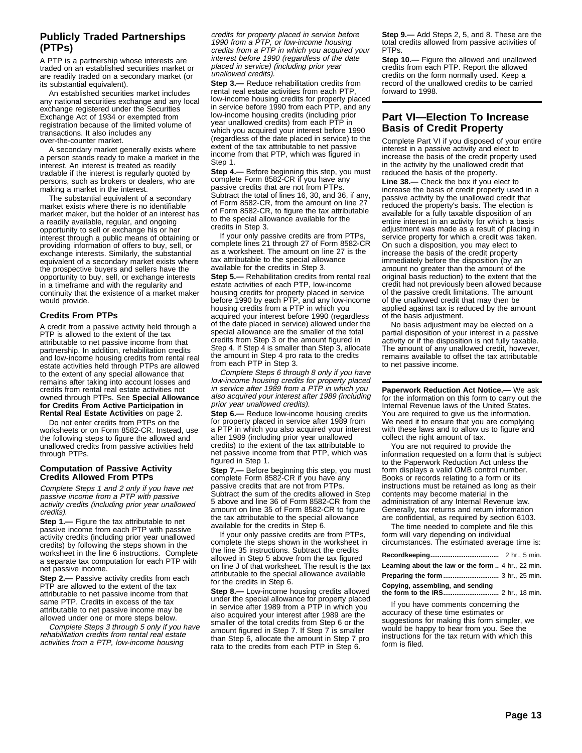## Publicly Traded Partnerships (PTPs)

A PTP is a partnership whose interests are traded on an established securities market or are readily traded on a secondary market (or its substantial equivalent).

An established securities market includes any national securities exchange and any local exchange registered under the Securities Exchange Act of 1934 or exempted from registration because of the limited volume of transactions. It also includes any over-the-counter market.

A secondary market generally exists where a person stands ready to make a market in the interest. An interest is treated as readily tradable if the interest is regularly quoted by persons, such as brokers or dealers, who are making a market in the interest.

The substantial equivalent of a secondary market exists where there is no identifiable market maker, but the holder of an interest has a readily available, regular, and ongoing opportunity to sell or exchange his or her interest through a public means of obtaining or providing information of offers to buy, sell, or exchange interests. Similarly, the substantial equivalent of a secondary market exists where the prospective buyers and sellers have the opportunity to buy, sell, or exchange interests in a timeframe and with the regularity and continuity that the existence of a market maker would provide.

### Credits From PTPs

A credit from a passive activity held through a PTP is allowed to the extent of the tax attributable to net passive income from that partnership. In addition, rehabilitation credits and low-income housing credits from rental real estate activities held through PTPs are allowed to the extent of any special allowance that remains after taking into account losses and credits from rental real estate activities not owned through PTPs. See **Special Allowance for Credits From Active Participation in Rental Real Estate Activities** on page 2.

Do not enter credits from PTPs on the worksheets or on Form 8582-CR. Instead, use the following steps to figure the allowed and unallowed credits from passive activities held through PTPs.

### Computation of Passive Activity Credits Allowed From PTPs

*Complete Steps 1 and 2 only if you have net passive income from a PTP with passive activity credits (including prior year unallowed credits).*

**Step 1.—** Figure the tax attributable to net passive income from each PTP with passive activity credits (including prior year unallowed credits) by following the steps shown in the worksheet in the line 6 instructions. Complete a separate tax computation for each PTP with net passive income.

**Step 2.—** Passive activity credits from each PTP are allowed to the extent of the tax attributable to net passive income from that same PTP. Credits in excess of the tax attributable to net passive income may be allowed under one or more steps below.

*Complete Steps 3 through 5 only if you have rehabilitation credits from rental real estate activities from a PTP, low-income housing credits for property placed in service before 1990 from a PTP, or low-income housing credits from a PTP in which you acquired your interest before 1990 (regardless of the date placed in service) (including prior year unallowed credits).*

**Step 3.—** Reduce rehabilitation credits from rental real estate activities from each PTP, low-income housing credits for property placed in service before 1990 from each PTP, and any low-income housing credits (including prior year unallowed credits) from each PTP in which you acquired your interest before 1990 (regardless of the date placed in service) to the extent of the tax attributable to net passive income from that PTP, which was figured in Step 1.

**Step 4.—** Before beginning this step, you must complete Form 8582-CR if you have any passive credits that are not from PTPs. Subtract the total of lines 16, 30, and 36, if any, of Form 8582-CR, from the amount on line 27 of Form 8582-CR, to figure the tax attributable to the special allowance available for the credits in Step 3.

If your only passive credits are from PTPs, complete lines 21 through 27 of Form 8582-CR as a worksheet. The amount on line 27 is the tax attributable to the special allowance available for the credits in Step 3.

**Step 5.—** Rehabilitation credits from rental real estate activities of each PTP, low-income housing credits for property placed in service before 1990 by each PTP, and any low-income housing credits from a PTP in which you acquired your interest before 1990 (regardless of the date placed in service) allowed under the special allowance are the smaller of the total credits from Step 3 or the amount figured in Step 4. If Step 4 is smaller than Step 3, allocate the amount in Step 4 pro rata to the credits from each PTP in Step 3.

*Complete Steps 6 through 8 only if you have low-income housing credits for property placed in service after 1989 from a PTP in which you also acquired your interest after 1989 (including prior year unallowed credits).*

**Step 6.—** Reduce low-income housing credits for property placed in service after 1989 from a PTP in which you also acquired your interest after 1989 (including prior year unallowed credits) to the extent of the tax attributable to net passive income from that PTP, which was figured in Step 1.

**Step 7.—** Before beginning this step, you must complete Form 8582-CR if you have any passive credits that are not from PTPs. Subtract the sum of the credits allowed in Step 5 above and line 36 of Form 8582-CR from the amount on line 35 of Form 8582-CR to figure the tax attributable to the special allowance available for the credits in Step 6.

If your only passive credits are from PTPs, complete the steps shown in the worksheet in the line 35 instructions. Subtract the credits allowed in Step 5 above from the tax figured on line J of that worksheet. The result is the tax attributable to the special allowance available for the credits in Step 6.

**Step 8.—** Low-income housing credits allowed under the special allowance for property placed in service after 1989 from a PTP in which you also acquired your interest after 1989 are the smaller of the total credits from Step 6 or the amount figured in Step 7. If Step 7 is smaller than Step 6, allocate the amount in Step 7 pro rata to the credits from each PTP in Step 6.

**Step 9.—** Add Steps 2, 5, and 8. These are the total credits allowed from passive activities of PTPs.

**Step 10.—** Figure the allowed and unallowed credits from each PTP. Report the allowed credits on the form normally used. Keep a record of the unallowed credits to be carried forward to 1998.

## Part VI—Election To Increase Basis of Credit Property

Complete Part VI if you disposed of your entire interest in a passive activity and elect to increase the basis of the credit property used in the activity by the unallowed credit that reduced the basis of the property.

**Line 38.—** Check the box if you elect to increase the basis of credit property used in a passive activity by the unallowed credit that reduced the property's basis. The election is available for a fully taxable disposition of an entire interest in an activity for which a basis adjustment was made as a result of placing in service property for which a credit was taken. On such a disposition, you may elect to increase the basis of the credit property immediately before the disposition (by an amount no greater than the amount of the original basis reduction) to the extent that the credit had not previously been allowed because of the passive credit limitations. The amount of the unallowed credit that may then be applied against tax is reduced by the amount of the basis adjustment.

No basis adjustment may be elected on a partial disposition of your interest in a passive activity or if the disposition is not fully taxable. The amount of any unallowed credit, however, remains available to offset the tax attributable to net passive income.

**Paperwork Reduction Act Notice.—** We ask for the information on this form to carry out the Internal Revenue laws of the United States. You are required to give us the information. We need it to ensure that you are complying with these laws and to allow us to figure and collect the right amount of tax.

You are not required to provide the information requested on a form that is subject to the Paperwork Reduction Act unless the form displays a valid OMB control number. Books or records relating to a form or its instructions must be retained as long as their contents may become material in the administration of any Internal Revenue law. Generally, tax returns and return information are confidential, as required by section 6103.

The time needed to complete and file this form will vary depending on individual circumstances. The estimated average time is:

| | |
|---|---|
| **Recordkeeping** | 2 hr., 5 min. |
| **Learning about the law or the form** | 4 hr., 22 min. |
| **Preparing the form** | 3 hr., 25 min. |
| **Copying, assembling, and sending the form to the IRS** | 2 hr., 18 min. |

If you have comments concerning the accuracy of these time estimates or suggestions for making this form simpler, we would be happy to hear from you. See the instructions for the tax return with which this form is filed.